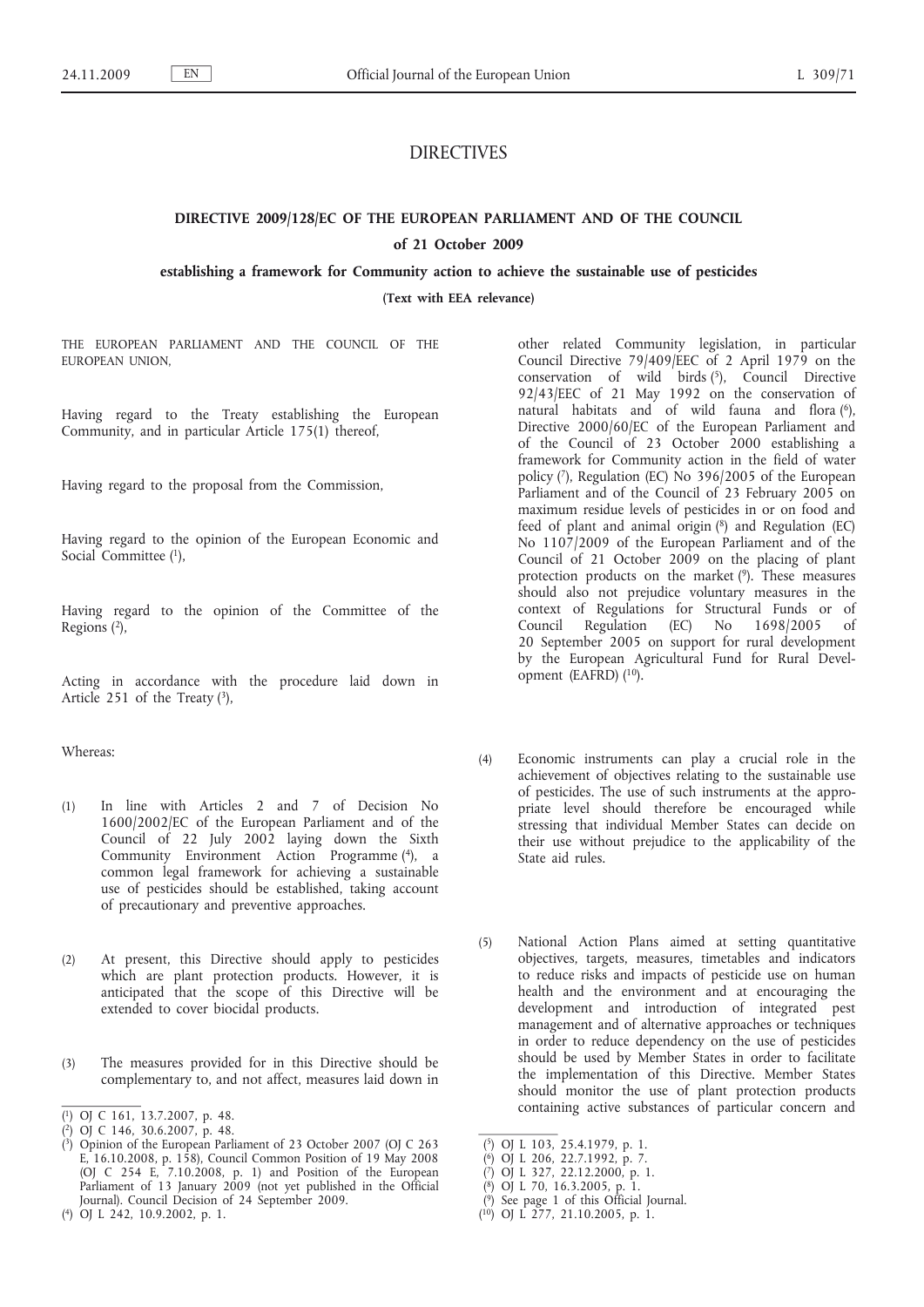# DIRECTIVES

## DIRECTIVE 2009/128/EC OF THE EUROPEAN PARLIAMENT AND OF THE COUNCIL

### of 21 October 2009

### establishing a framework for Community action to achieve the sustainable use of pesticides

**(Text with EEA relevance)**

THE EUROPEAN PARLIAMENT AND THE COUNCIL OF THE EUROPEAN UNION,

Having regard to the Treaty establishing the European Community, and in particular Article 175(1) thereof,

Having regard to the proposal from the Commission,

Having regard to the opinion of the European Economic and Social Committee [1],

Having regard to the opinion of the Committee of the Regions [2],

Acting in accordance with the procedure laid down in Article 251 of the Treaty [3],

Whereas:

(1) In line with Articles 2 and 7 of Decision No 1600/2002/EC of the European Parliament and of the Council of 22 July 2002 laying down the Sixth Community Environment Action Programme [4], a common legal framework for achieving a sustainable use of pesticides should be established, taking account of precautionary and preventive approaches.

(2) At present, this Directive should apply to pesticides which are plant protection products. However, it is anticipated that the scope of this Directive will be extended to cover biocidal products.

(3) The measures provided for in this Directive should be complementary to, and not affect, measures laid down in other related Community legislation, in particular Council Directive 79/409/EEC of 2 April 1979 on the conservation of wild birds [5], Council Directive 92/43/EEC of 21 May 1992 on the conservation of natural habitats and of wild fauna and flora [6], Directive 2000/60/EC of the European Parliament and of the Council of 23 October 2000 establishing a framework for Community action in the field of water policy [7], Regulation (EC) No 396/2005 of the European Parliament and of the Council of 23 February 2005 on maximum residue levels of pesticides in or on food and feed of plant and animal origin [8] and Regulation (EC) No 1107/2009 of the European Parliament and of the Council of 21 October 2009 on the placing of plant protection products on the market [9]. These measures should also not prejudice voluntary measures in the context of Regulations for Structural Funds or of Council Regulation (EC) No 1698/2005 of 20 September 2005 on support for rural development by the European Agricultural Fund for Rural Development (EAFRD) [10].

(4) Economic instruments can play a crucial role in the achievement of objectives relating to the sustainable use of pesticides. The use of such instruments at the appropriate level should therefore be encouraged while stressing that individual Member States can decide on their use without prejudice to the applicability of the State aid rules.

(5) National Action Plans aimed at setting quantitative objectives, targets, measures, timetables and indicators to reduce risks and impacts of pesticide use on human health and the environment and at encouraging the development and introduction of integrated pest management and of alternative approaches or techniques in order to reduce dependency on the use of pesticides should be used by Member States in order to facilitate the implementation of this Directive. Member States should monitor the use of plant protection products containing active substances of particular concern and

---

[1] OJ C 161, 13.7.2007, p. 48.

[2] OJ C 146, 30.6.2007, p. 48.

[3] Opinion of the European Parliament of 23 October 2007 (OJ C 263 E, 16.10.2008, p. 158), Council Common Position of 19 May 2008 (OJ C 254 E, 7.10.2008, p. 1) and Position of the European Parliament of 13 January 2009 (not yet published in the Official Journal). Council Decision of 24 September 2009.

[4] OJ L 242, 10.9.2002, p. 1.

[5] OJ L 103, 25.4.1979, p. 1.

[6] OJ L 206, 22.7.1992, p. 7.

[7] OJ L 327, 22.12.2000, p. 1.

[8] OJ L 70, 16.3.2005, p. 1.

[9] See page 1 of this Official Journal.

[10] OJ L 277, 21.10.2005, p. 1.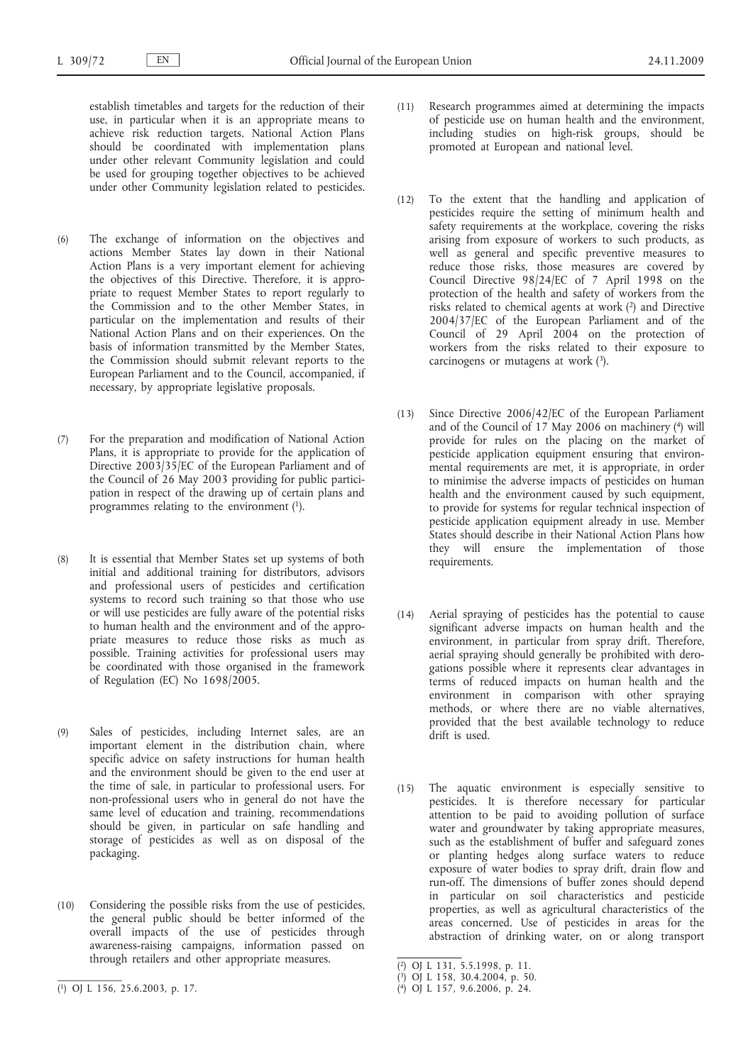establish timetables and targets for the reduction of their use, in particular when it is an appropriate means to achieve risk reduction targets. National Action Plans should be coordinated with implementation plans under other relevant Community legislation and could be used for grouping together objectives to be achieved under other Community legislation related to pesticides.

(6) The exchange of information on the objectives and actions Member States lay down in their National Action Plans is a very important element for achieving the objectives of this Directive. Therefore, it is appropriate to request Member States to report regularly to the Commission and to the other Member States, in particular on the implementation and results of their National Action Plans and on their experiences. On the basis of information transmitted by the Member States, the Commission should submit relevant reports to the European Parliament and to the Council, accompanied, if necessary, by appropriate legislative proposals.

(7) For the preparation and modification of National Action Plans, it is appropriate to provide for the application of Directive 2003/35/EC of the European Parliament and of the Council of 26 May 2003 providing for public participation in respect of the drawing up of certain plans and programmes relating to the environment [1].

(8) It is essential that Member States set up systems of both initial and additional training for distributors, advisors and professional users of pesticides and certification systems to record such training so that those who use or will use pesticides are fully aware of the potential risks to human health and the environment and of the appropriate measures to reduce those risks as much as possible. Training activities for professional users may be coordinated with those organised in the framework of Regulation (EC) No 1698/2005.

(9) Sales of pesticides, including Internet sales, are an important element in the distribution chain, where specific advice on safety instructions for human health and the environment should be given to the end user at the time of sale, in particular to professional users. For non-professional users who in general do not have the same level of education and training, recommendations should be given, in particular on safe handling and storage of pesticides as well as on disposal of the packaging.

(10) Considering the possible risks from the use of pesticides, the general public should be better informed of the overall impacts of the use of pesticides through awareness-raising campaigns, information passed on through retailers and other appropriate measures.

(11) Research programmes aimed at determining the impacts of pesticide use on human health and the environment, including studies on high-risk groups, should be promoted at European and national level.

(12) To the extent that the handling and application of pesticides require the setting of minimum health and safety requirements at the workplace, covering the risks arising from exposure of workers to such products, as well as general and specific preventive measures to reduce those risks, those measures are covered by Council Directive 98/24/EC of 7 April 1998 on the protection of the health and safety of workers from the risks related to chemical agents at work [2] and Directive 2004/37/EC of the European Parliament and of the Council of 29 April 2004 on the protection of workers from the risks related to their exposure to carcinogens or mutagens at work [3].

(13) Since Directive 2006/42/EC of the European Parliament and of the Council of 17 May 2006 on machinery [4] will provide for rules on the placing on the market of pesticide application equipment ensuring that environmental requirements are met, it is appropriate, in order to minimise the adverse impacts of pesticides on human health and the environment caused by such equipment, to provide for systems for regular technical inspection of pesticide application equipment already in use. Member States should describe in their National Action Plans how they will ensure the implementation of those requirements.

(14) Aerial spraying of pesticides has the potential to cause significant adverse impacts on human health and the environment, in particular from spray drift. Therefore, aerial spraying should generally be prohibited with derogations possible where it represents clear advantages in terms of reduced impacts on human health and the environment in comparison with other spraying methods, or where there are no viable alternatives, provided that the best available technology to reduce drift is used.

(15) The aquatic environment is especially sensitive to pesticides. It is therefore necessary for particular attention to be paid to avoiding pollution of surface water and groundwater by taking appropriate measures, such as the establishment of buffer and safeguard zones or planting hedges along surface waters to reduce exposure of water bodies to spray drift, drain flow and run-off. The dimensions of buffer zones should depend in particular on soil characteristics and pesticide properties, as well as agricultural characteristics of the areas concerned. Use of pesticides in areas for the abstraction of drinking water, on or along transport

---

[1] OJ L 156, 25.6.2003, p. 17.

[2] OJ L 131, 5.5.1998, p. 11.

[3] OJ L 158, 30.4.2004, p. 50.

[4] OJ L 157, 9.6.2006, p. 24.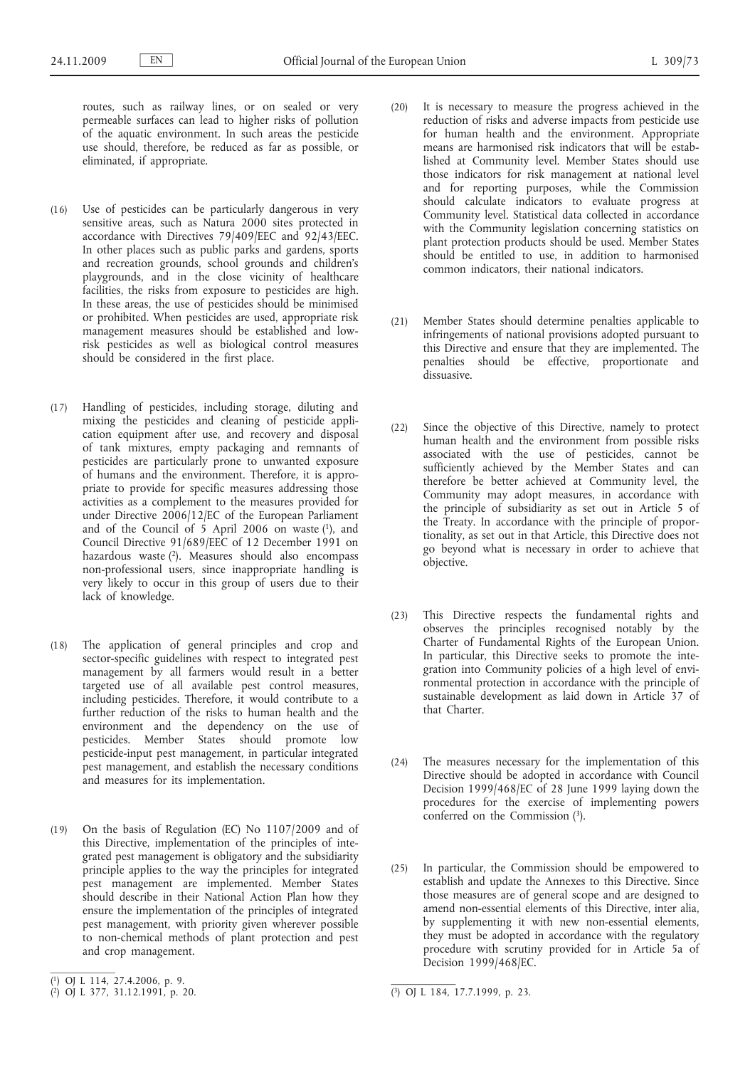routes, such as railway lines, or on sealed or very permeable surfaces can lead to higher risks of pollution of the aquatic environment. In such areas the pesticide use should, therefore, be reduced as far as possible, or eliminated, if appropriate.

(16) Use of pesticides can be particularly dangerous in very sensitive areas, such as Natura 2000 sites protected in accordance with Directives 79/409/EEC and 92/43/EEC. In other places such as public parks and gardens, sports and recreation grounds, school grounds and children's playgrounds, and in the close vicinity of healthcare facilities, the risks from exposure to pesticides are high. In these areas, the use of pesticides should be minimised or prohibited. When pesticides are used, appropriate risk management measures should be established and low-risk pesticides as well as biological control measures should be considered in the first place.

(17) Handling of pesticides, including storage, diluting and mixing the pesticides and cleaning of pesticide application equipment after use, and recovery and disposal of tank mixtures, empty packaging and remnants of pesticides are particularly prone to unwanted exposure of humans and the environment. Therefore, it is appropriate to provide for specific measures addressing those activities as a complement to the measures provided for under Directive 2006/12/EC of the European Parliament and of the Council of 5 April 2006 on waste [1], and Council Directive 91/689/EEC of 12 December 1991 on hazardous waste [2]. Measures should also encompass non-professional users, since inappropriate handling is very likely to occur in this group of users due to their lack of knowledge.

(18) The application of general principles and crop and sector-specific guidelines with respect to integrated pest management by all farmers would result in a better targeted use of all available pest control measures, including pesticides. Therefore, it would contribute to a further reduction of the risks to human health and the environment and the dependency on the use of pesticides. Member States should promote low pesticide-input pest management, in particular integrated pest management, and establish the necessary conditions and measures for its implementation.

(19) On the basis of Regulation (EC) No 1107/2009 and of this Directive, implementation of the principles of integrated pest management is obligatory and the subsidiarity principle applies to the way the principles for integrated pest management are implemented. Member States should describe in their National Action Plan how they ensure the implementation of the principles of integrated pest management, with priority given wherever possible to non-chemical methods of plant protection and pest and crop management.

(20) It is necessary to measure the progress achieved in the reduction of risks and adverse impacts from pesticide use for human health and the environment. Appropriate means are harmonised risk indicators that will be established at Community level. Member States should use those indicators for risk management at national level and for reporting purposes, while the Commission should calculate indicators to evaluate progress at Community level. Statistical data collected in accordance with the Community legislation concerning statistics on plant protection products should be used. Member States should be entitled to use, in addition to harmonised common indicators, their national indicators.

(21) Member States should determine penalties applicable to infringements of national provisions adopted pursuant to this Directive and ensure that they are implemented. The penalties should be effective, proportionate and dissuasive.

(22) Since the objective of this Directive, namely to protect human health and the environment from possible risks associated with the use of pesticides, cannot be sufficiently achieved by the Member States and can therefore be better achieved at Community level, the Community may adopt measures, in accordance with the principle of subsidiarity as set out in Article 5 of the Treaty. In accordance with the principle of proportionality, as set out in that Article, this Directive does not go beyond what is necessary in order to achieve that objective.

(23) This Directive respects the fundamental rights and observes the principles recognised notably by the Charter of Fundamental Rights of the European Union. In particular, this Directive seeks to promote the integration into Community policies of a high level of environmental protection in accordance with the principle of sustainable development as laid down in Article 37 of that Charter.

(24) The measures necessary for the implementation of this Directive should be adopted in accordance with Council Decision 1999/468/EC of 28 June 1999 laying down the procedures for the exercise of implementing powers conferred on the Commission [3].

(25) In particular, the Commission should be empowered to establish and update the Annexes to this Directive. Since those measures are of general scope and are designed to amend non-essential elements of this Directive, inter alia, by supplementing it with new non-essential elements, they must be adopted in accordance with the regulatory procedure with scrutiny provided for in Article 5a of Decision 1999/468/EC.

---

[1] OJ L 114, 27.4.2006, p. 9.

[2] OJ L 377, 31.12.1991, p. 20.

[3] OJ L 184, 17.7.1999, p. 23.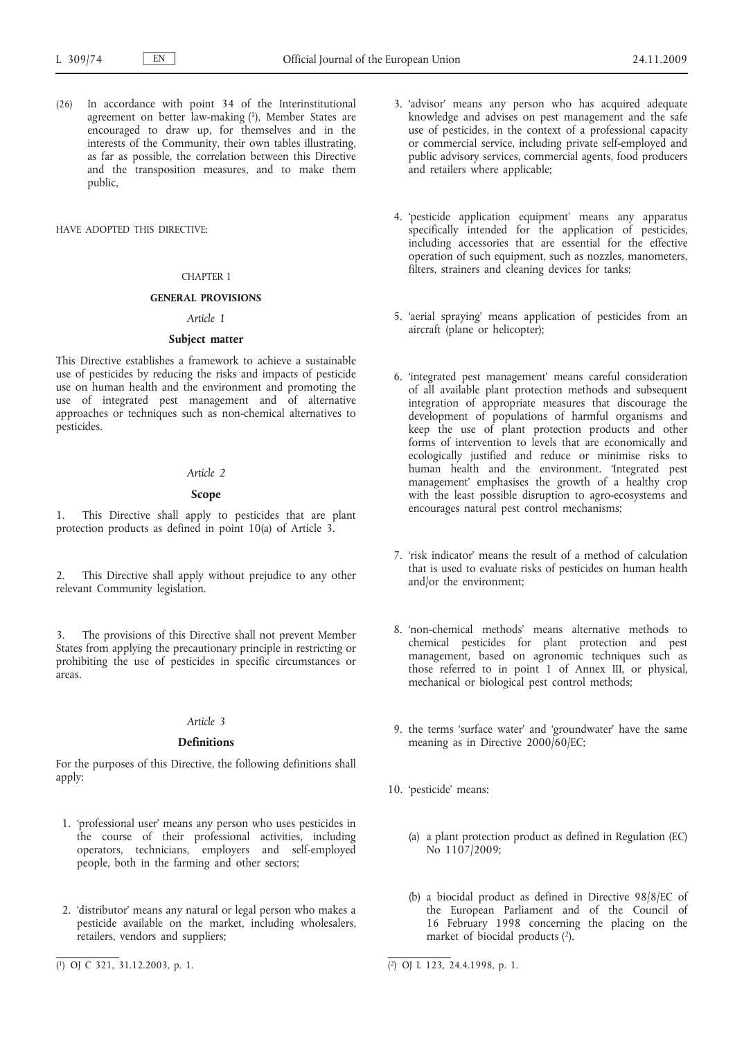(26) In accordance with point 34 of the Interinstitutional agreement on better law-making [1], Member States are encouraged to draw up, for themselves and in the interests of the Community, their own tables illustrating, as far as possible, the correlation between this Directive and the transposition measures, and to make them public,

HAVE ADOPTED THIS DIRECTIVE:

CHAPTER I

**GENERAL PROVISIONS**

*Article 1*

**Subject matter**

This Directive establishes a framework to achieve a sustainable use of pesticides by reducing the risks and impacts of pesticide use on human health and the environment and promoting the use of integrated pest management and of alternative approaches or techniques such as non-chemical alternatives to pesticides.

*Article 2*

**Scope**

1. This Directive shall apply to pesticides that are plant protection products as defined in point 10(a) of Article 3.

2. This Directive shall apply without prejudice to any other relevant Community legislation.

3. The provisions of this Directive shall not prevent Member States from applying the precautionary principle in restricting or prohibiting the use of pesticides in specific circumstances or areas.

*Article 3*

**Definitions**

For the purposes of this Directive, the following definitions shall apply:

1. 'professional user' means any person who uses pesticides in the course of their professional activities, including operators, technicians, employers and self-employed people, both in the farming and other sectors;

2. 'distributor' means any natural or legal person who makes a pesticide available on the market, including wholesalers, retailers, vendors and suppliers;

3. 'advisor' means any person who has acquired adequate knowledge and advises on pest management and the safe use of pesticides, in the context of a professional capacity or commercial service, including private self-employed and public advisory services, commercial agents, food producers and retailers where applicable;

4. 'pesticide application equipment' means any apparatus specifically intended for the application of pesticides, including accessories that are essential for the effective operation of such equipment, such as nozzles, manometers, filters, strainers and cleaning devices for tanks;

5. 'aerial spraying' means application of pesticides from an aircraft (plane or helicopter);

6. 'integrated pest management' means careful consideration of all available plant protection methods and subsequent integration of appropriate measures that discourage the development of populations of harmful organisms and keep the use of plant protection products and other forms of intervention to levels that are economically and ecologically justified and reduce or minimise risks to human health and the environment. 'Integrated pest management' emphasises the growth of a healthy crop with the least possible disruption to agro-ecosystems and encourages natural pest control mechanisms;

7. 'risk indicator' means the result of a method of calculation that is used to evaluate risks of pesticides on human health and/or the environment;

8. 'non-chemical methods' means alternative methods to chemical pesticides for plant protection and pest management, based on agronomic techniques such as those referred to in point 1 of Annex III, or physical, mechanical or biological pest control methods;

9. the terms 'surface water' and 'groundwater' have the same meaning as in Directive 2000/60/EC;

10. 'pesticide' means:

   (a) a plant protection product as defined in Regulation (EC) No 1107/2009;

   (b) a biocidal product as defined in Directive 98/8/EC of the European Parliament and of the Council of 16 February 1998 concerning the placing on the market of biocidal products [2].

---

[1] OJ C 321, 31.12.2003, p. 1.

[2] OJ L 123, 24.4.1998, p. 1.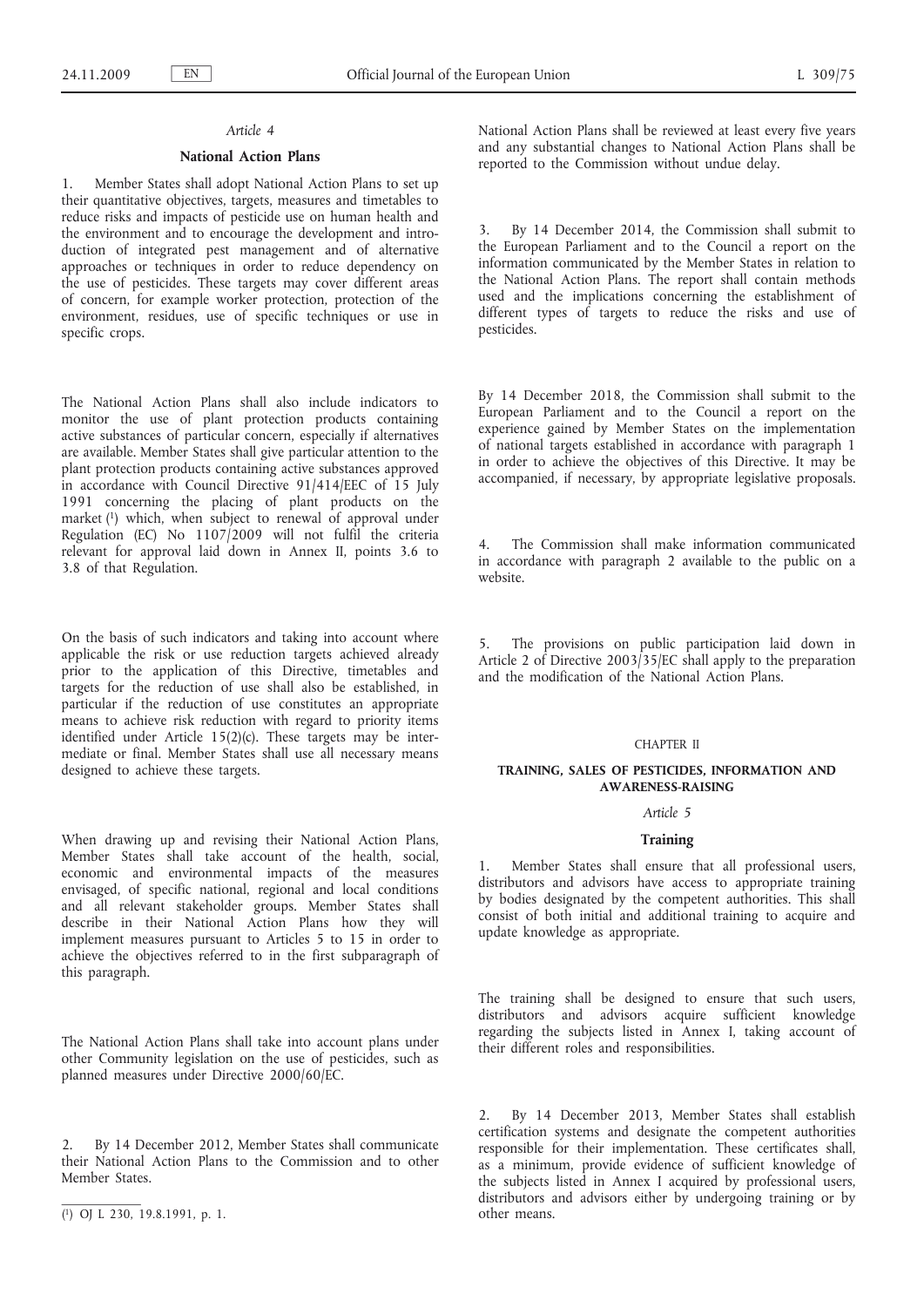*Article 4*

### National Action Plans

1. Member States shall adopt National Action Plans to set up their quantitative objectives, targets, measures and timetables to reduce risks and impacts of pesticide use on human health and the environment and to encourage the development and introduction of integrated pest management and of alternative approaches or techniques in order to reduce dependency on the use of pesticides. These targets may cover different areas of concern, for example worker protection, protection of the environment, residues, use of specific techniques or use in specific crops.

The National Action Plans shall also include indicators to monitor the use of plant protection products containing active substances of particular concern, especially if alternatives are available. Member States shall give particular attention to the plant protection products containing active substances approved in accordance with Council Directive 91/414/EEC of 15 July 1991 concerning the placing of plant products on the market [1] which, when subject to renewal of approval under Regulation (EC) No 1107/2009 will not fulfil the criteria relevant for approval laid down in Annex II, points 3.6 to 3.8 of that Regulation.

On the basis of such indicators and taking into account where applicable the risk or use reduction targets achieved already prior to the application of this Directive, timetables and targets for the reduction of use shall also be established, in particular if the reduction of use constitutes an appropriate means to achieve risk reduction with regard to priority items identified under Article 15(2)(c). These targets may be intermediate or final. Member States shall use all necessary means designed to achieve these targets.

When drawing up and revising their National Action Plans, Member States shall take account of the health, social, economic and environmental impacts of the measures envisaged, of specific national, regional and local conditions and all relevant stakeholder groups. Member States shall describe in their National Action Plans how they will implement measures pursuant to Articles 5 to 15 in order to achieve the objectives referred to in the first subparagraph of this paragraph.

The National Action Plans shall take into account plans under other Community legislation on the use of pesticides, such as planned measures under Directive 2000/60/EC.

2. By 14 December 2012, Member States shall communicate their National Action Plans to the Commission and to other Member States.

National Action Plans shall be reviewed at least every five years and any substantial changes to National Action Plans shall be reported to the Commission without undue delay.

3. By 14 December 2014, the Commission shall submit to the European Parliament and to the Council a report on the information communicated by the Member States in relation to the National Action Plans. The report shall contain methods used and the implications concerning the establishment of different types of targets to reduce the risks and use of pesticides.

By 14 December 2018, the Commission shall submit to the European Parliament and to the Council a report on the experience gained by Member States on the implementation of national targets established in accordance with paragraph 1 in order to achieve the objectives of this Directive. It may be accompanied, if necessary, by appropriate legislative proposals.

4. The Commission shall make information communicated in accordance with paragraph 2 available to the public on a website.

5. The provisions on public participation laid down in Article 2 of Directive 2003/35/EC shall apply to the preparation and the modification of the National Action Plans.

## CHAPTER II

## TRAINING, SALES OF PESTICIDES, INFORMATION AND AWARENESS-RAISING

*Article 5*

### Training

1. Member States shall ensure that all professional users, distributors and advisors have access to appropriate training by bodies designated by the competent authorities. This shall consist of both initial and additional training to acquire and update knowledge as appropriate.

The training shall be designed to ensure that such users, distributors and advisors acquire sufficient knowledge regarding the subjects listed in Annex I, taking account of their different roles and responsibilities.

2. By 14 December 2013, Member States shall establish certification systems and designate the competent authorities responsible for their implementation. These certificates shall, as a minimum, provide evidence of sufficient knowledge of the subjects listed in Annex I acquired by professional users, distributors and advisors either by undergoing training or by other means.

[1] OJ L 230, 19.8.1991, p. 1.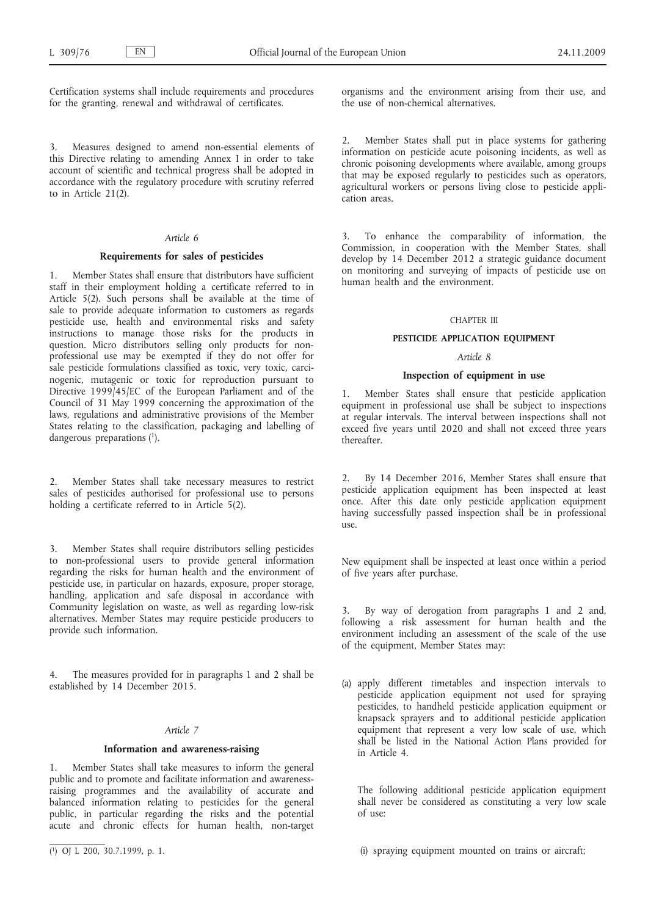Certification systems shall include requirements and procedures for the granting, renewal and withdrawal of certificates.

3. Measures designed to amend non-essential elements of this Directive relating to amending Annex I in order to take account of scientific and technical progress shall be adopted in accordance with the regulatory procedure with scrutiny referred to in Article 21(2).

*Article 6*

### Requirements for sales of pesticides

1. Member States shall ensure that distributors have sufficient staff in their employment holding a certificate referred to in Article 5(2). Such persons shall be available at the time of sale to provide adequate information to customers as regards pesticide use, health and environmental risks and safety instructions to manage those risks for the products in question. Micro distributors selling only products for non-professional use may be exempted if they do not offer for sale pesticide formulations classified as toxic, very toxic, carcinogenic, mutagenic or toxic for reproduction pursuant to Directive 1999/45/EC of the European Parliament and of the Council of 31 May 1999 concerning the approximation of the laws, regulations and administrative provisions of the Member States relating to the classification, packaging and labelling of dangerous preparations [1].

2. Member States shall take necessary measures to restrict sales of pesticides authorised for professional use to persons holding a certificate referred to in Article 5(2).

3. Member States shall require distributors selling pesticides to non-professional users to provide general information regarding the risks for human health and the environment of pesticide use, in particular on hazards, exposure, proper storage, handling, application and safe disposal in accordance with Community legislation on waste, as well as regarding low-risk alternatives. Member States may require pesticide producers to provide such information.

4. The measures provided for in paragraphs 1 and 2 shall be established by 14 December 2015.

*Article 7*

### Information and awareness-raising

1. Member States shall take measures to inform the general public and to promote and facilitate information and awareness-raising programmes and the availability of accurate and balanced information relating to pesticides for the general public, in particular regarding the risks and the potential acute and chronic effects for human health, non-target organisms and the environment arising from their use, and the use of non-chemical alternatives.

2. Member States shall put in place systems for gathering information on pesticide acute poisoning incidents, as well as chronic poisoning developments where available, among groups that may be exposed regularly to pesticides such as operators, agricultural workers or persons living close to pesticide application areas.

3. To enhance the comparability of information, the Commission, in cooperation with the Member States, shall develop by 14 December 2012 a strategic guidance document on monitoring and surveying of impacts of pesticide use on human health and the environment.

## CHAPTER III

## PESTICIDE APPLICATION EQUIPMENT

*Article 8*

### Inspection of equipment in use

1. Member States shall ensure that pesticide application equipment in professional use shall be subject to inspections at regular intervals. The interval between inspections shall not exceed five years until 2020 and shall not exceed three years thereafter.

2. By 14 December 2016, Member States shall ensure that pesticide application equipment has been inspected at least once. After this date only pesticide application equipment having successfully passed inspection shall be in professional use.

New equipment shall be inspected at least once within a period of five years after purchase.

3. By way of derogation from paragraphs 1 and 2 and, following a risk assessment for human health and the environment including an assessment of the scale of the use of the equipment, Member States may:

(a) apply different timetables and inspection intervals to pesticide application equipment not used for spraying pesticides, to handheld pesticide application equipment or knapsack sprayers and to additional pesticide application equipment that represent a very low scale of use, which shall be listed in the National Action Plans provided for in Article 4.

The following additional pesticide application equipment shall never be considered as constituting a very low scale of use:

(i) spraying equipment mounted on trains or aircraft;

---

[1] OJ L 200, 30.7.1999, p. 1.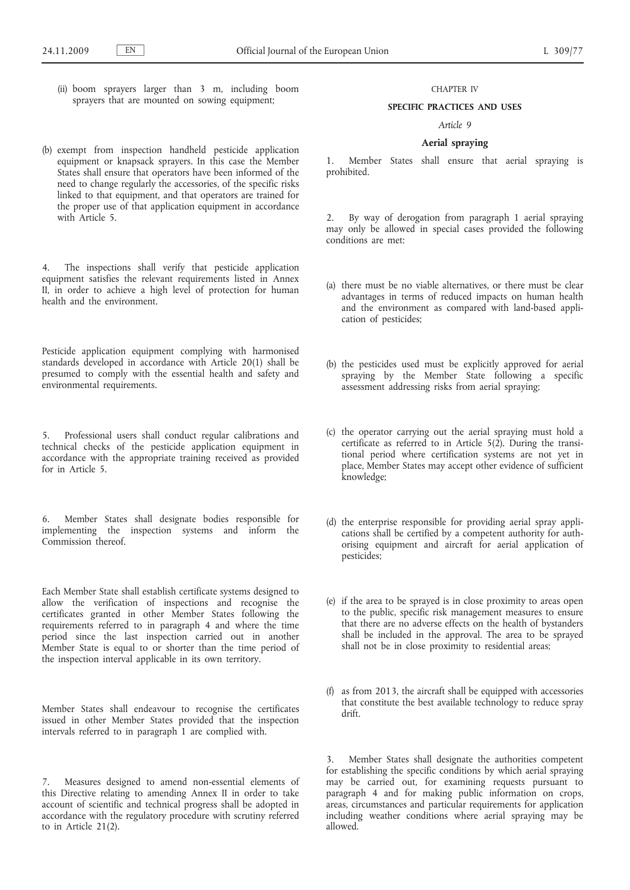(ii) boom sprayers larger than 3 m, including boom sprayers that are mounted on sowing equipment;

(b) exempt from inspection handheld pesticide application equipment or knapsack sprayers. In this case the Member States shall ensure that operators have been informed of the need to change regularly the accessories, of the specific risks linked to that equipment, and that operators are trained for the proper use of that application equipment in accordance with Article 5.

4. The inspections shall verify that pesticide application equipment satisfies the relevant requirements listed in Annex II, in order to achieve a high level of protection for human health and the environment.

Pesticide application equipment complying with harmonised standards developed in accordance with Article 20(1) shall be presumed to comply with the essential health and safety and environmental requirements.

5. Professional users shall conduct regular calibrations and technical checks of the pesticide application equipment in accordance with the appropriate training received as provided for in Article 5.

6. Member States shall designate bodies responsible for implementing the inspection systems and inform the Commission thereof.

Each Member State shall establish certificate systems designed to allow the verification of inspections and recognise the certificates granted in other Member States following the requirements referred to in paragraph 4 and where the time period since the last inspection carried out in another Member State is equal to or shorter than the time period of the inspection interval applicable in its own territory.

Member States shall endeavour to recognise the certificates issued in other Member States provided that the inspection intervals referred to in paragraph 1 are complied with.

7. Measures designed to amend non-essential elements of this Directive relating to amending Annex II in order to take account of scientific and technical progress shall be adopted in accordance with the regulatory procedure with scrutiny referred to in Article 21(2).

## CHAPTER IV

## SPECIFIC PRACTICES AND USES

### *Article 9*

### Aerial spraying

1. Member States shall ensure that aerial spraying is prohibited.

2. By way of derogation from paragraph 1 aerial spraying may only be allowed in special cases provided the following conditions are met:

(a) there must be no viable alternatives, or there must be clear advantages in terms of reduced impacts on human health and the environment as compared with land-based application of pesticides;

(b) the pesticides used must be explicitly approved for aerial spraying by the Member State following a specific assessment addressing risks from aerial spraying;

(c) the operator carrying out the aerial spraying must hold a certificate as referred to in Article 5(2). During the transitional period where certification systems are not yet in place, Member States may accept other evidence of sufficient knowledge;

(d) the enterprise responsible for providing aerial spray applications shall be certified by a competent authority for authorising equipment and aircraft for aerial application of pesticides;

(e) if the area to be sprayed is in close proximity to areas open to the public, specific risk management measures to ensure that there are no adverse effects on the health of bystanders shall be included in the approval. The area to be sprayed shall not be in close proximity to residential areas;

(f) as from 2013, the aircraft shall be equipped with accessories that constitute the best available technology to reduce spray drift.

3. Member States shall designate the authorities competent for establishing the specific conditions by which aerial spraying may be carried out, for examining requests pursuant to paragraph 4 and for making public information on crops, areas, circumstances and particular requirements for application including weather conditions where aerial spraying may be allowed.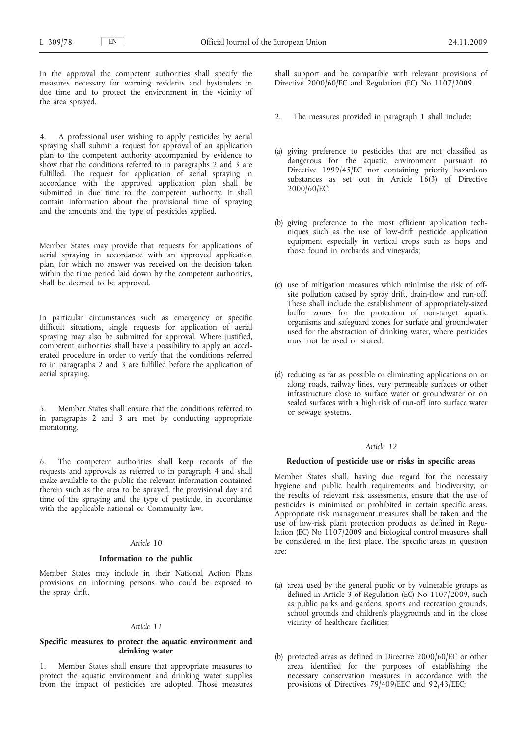In the approval the competent authorities shall specify the measures necessary for warning residents and bystanders in due time and to protect the environment in the vicinity of the area sprayed.

4. A professional user wishing to apply pesticides by aerial spraying shall submit a request for approval of an application plan to the competent authority accompanied by evidence to show that the conditions referred to in paragraphs 2 and 3 are fulfilled. The request for application of aerial spraying in accordance with the approved application plan shall be submitted in due time to the competent authority. It shall contain information about the provisional time of spraying and the amounts and the type of pesticides applied.

Member States may provide that requests for applications of aerial spraying in accordance with an approved application plan, for which no answer was received on the decision taken within the time period laid down by the competent authorities, shall be deemed to be approved.

In particular circumstances such as emergency or specific difficult situations, single requests for application of aerial spraying may also be submitted for approval. Where justified, competent authorities shall have a possibility to apply an accelerated procedure in order to verify that the conditions referred to in paragraphs 2 and 3 are fulfilled before the application of aerial spraying.

5. Member States shall ensure that the conditions referred to in paragraphs 2 and 3 are met by conducting appropriate monitoring.

6. The competent authorities shall keep records of the requests and approvals as referred to in paragraph 4 and shall make available to the public the relevant information contained therein such as the area to be sprayed, the provisional day and time of the spraying and the type of pesticide, in accordance with the applicable national or Community law.

*Article 10*

**Information to the public**

Member States may include in their National Action Plans provisions on informing persons who could be exposed to the spray drift.

*Article 11*

**Specific measures to protect the aquatic environment and drinking water**

1. Member States shall ensure that appropriate measures to protect the aquatic environment and drinking water supplies from the impact of pesticides are adopted. Those measures shall support and be compatible with relevant provisions of Directive 2000/60/EC and Regulation (EC) No 1107/2009.

2. The measures provided in paragraph 1 shall include:

(a) giving preference to pesticides that are not classified as dangerous for the aquatic environment pursuant to Directive 1999/45/EC nor containing priority hazardous substances as set out in Article 16(3) of Directive 2000/60/EC;

(b) giving preference to the most efficient application techniques such as the use of low-drift pesticide application equipment especially in vertical crops such as hops and those found in orchards and vineyards;

(c) use of mitigation measures which minimise the risk of off-site pollution caused by spray drift, drain-flow and run-off. These shall include the establishment of appropriately-sized buffer zones for the protection of non-target aquatic organisms and safeguard zones for surface and groundwater used for the abstraction of drinking water, where pesticides must not be used or stored;

(d) reducing as far as possible or eliminating applications on or along roads, railway lines, very permeable surfaces or other infrastructure close to surface water or groundwater or on sealed surfaces with a high risk of run-off into surface water or sewage systems.

*Article 12*

**Reduction of pesticide use or risks in specific areas**

Member States shall, having due regard for the necessary hygiene and public health requirements and biodiversity, or the results of relevant risk assessments, ensure that the use of pesticides is minimised or prohibited in certain specific areas. Appropriate risk management measures shall be taken and the use of low-risk plant protection products as defined in Regulation (EC) No 1107/2009 and biological control measures shall be considered in the first place. The specific areas in question are:

(a) areas used by the general public or by vulnerable groups as defined in Article 3 of Regulation (EC) No 1107/2009, such as public parks and gardens, sports and recreation grounds, school grounds and children's playgrounds and in the close vicinity of healthcare facilities;

(b) protected areas as defined in Directive 2000/60/EC or other areas identified for the purposes of establishing the necessary conservation measures in accordance with the provisions of Directives 79/409/EEC and 92/43/EEC;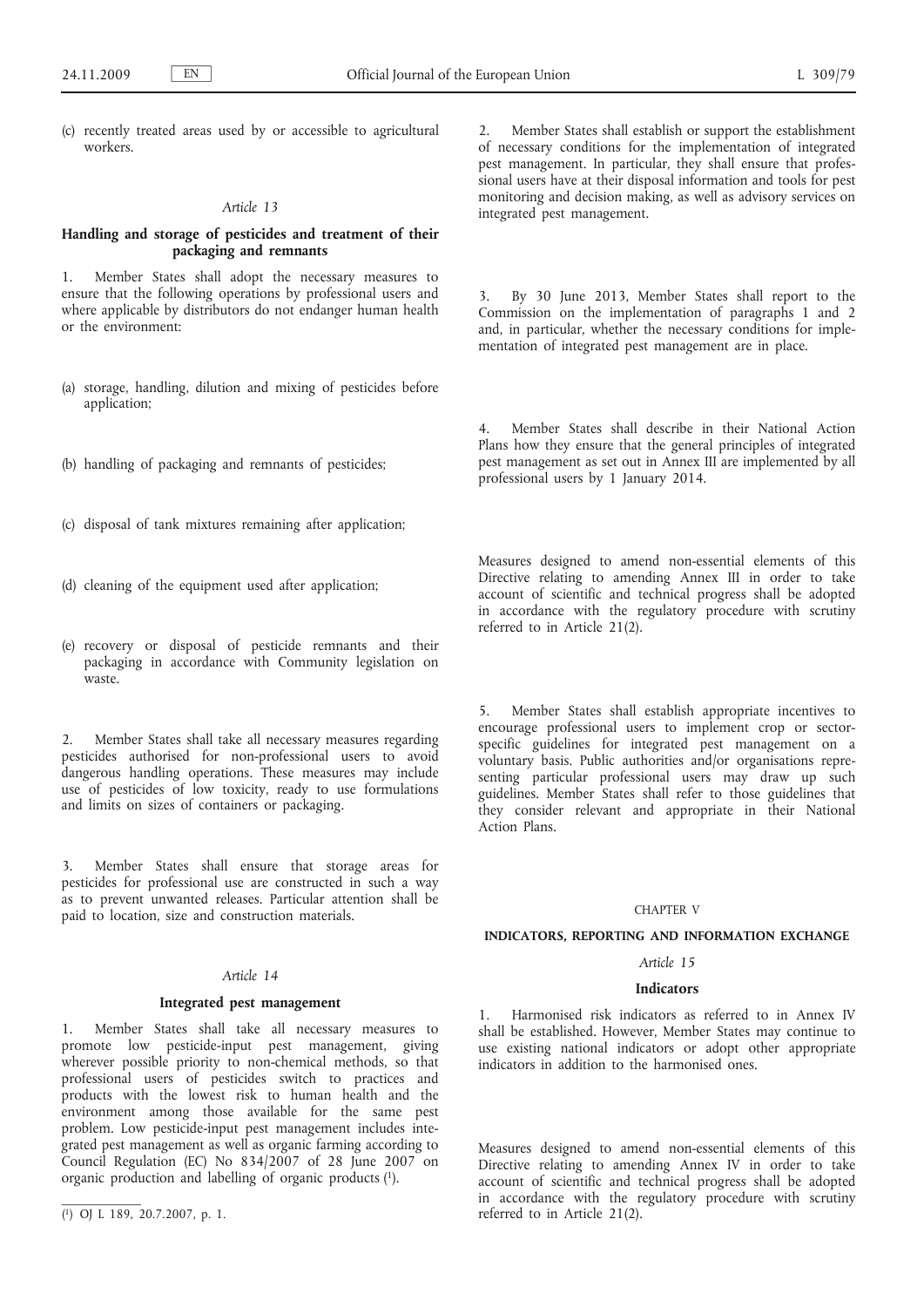(c) recently treated areas used by or accessible to agricultural workers.

*Article 13*

**Handling and storage of pesticides and treatment of their packaging and remnants**

1. Member States shall adopt the necessary measures to ensure that the following operations by professional users and where applicable by distributors do not endanger human health or the environment:

(a) storage, handling, dilution and mixing of pesticides before application;

(b) handling of packaging and remnants of pesticides;

(c) disposal of tank mixtures remaining after application;

(d) cleaning of the equipment used after application;

(e) recovery or disposal of pesticide remnants and their packaging in accordance with Community legislation on waste.

2. Member States shall take all necessary measures regarding pesticides authorised for non-professional users to avoid dangerous handling operations. These measures may include use of pesticides of low toxicity, ready to use formulations and limits on sizes of containers or packaging.

3. Member States shall ensure that storage areas for pesticides for professional use are constructed in such a way as to prevent unwanted releases. Particular attention shall be paid to location, size and construction materials.

*Article 14*

**Integrated pest management**

1. Member States shall take all necessary measures to promote low pesticide-input pest management, giving wherever possible priority to non-chemical methods, so that professional users of pesticides switch to practices and products with the lowest risk to human health and the environment among those available for the same pest problem. Low pesticide-input pest management includes integrated pest management as well as organic farming according to Council Regulation (EC) No 834/2007 of 28 June 2007 on organic production and labelling of organic products [1].

2. Member States shall establish or support the establishment of necessary conditions for the implementation of integrated pest management. In particular, they shall ensure that professional users have at their disposal information and tools for pest monitoring and decision making, as well as advisory services on integrated pest management.

3. By 30 June 2013, Member States shall report to the Commission on the implementation of paragraphs 1 and 2 and, in particular, whether the necessary conditions for implementation of integrated pest management are in place.

4. Member States shall describe in their National Action Plans how they ensure that the general principles of integrated pest management as set out in Annex III are implemented by all professional users by 1 January 2014.

Measures designed to amend non-essential elements of this Directive relating to amending Annex III in order to take account of scientific and technical progress shall be adopted in accordance with the regulatory procedure with scrutiny referred to in Article 21(2).

5. Member States shall establish appropriate incentives to encourage professional users to implement crop or sector-specific guidelines for integrated pest management on a voluntary basis. Public authorities and/or organisations representing particular professional users may draw up such guidelines. Member States shall refer to those guidelines that they consider relevant and appropriate in their National Action Plans.

CHAPTER V

**INDICATORS, REPORTING AND INFORMATION EXCHANGE**

*Article 15*

**Indicators**

1. Harmonised risk indicators as referred to in Annex IV shall be established. However, Member States may continue to use existing national indicators or adopt other appropriate indicators in addition to the harmonised ones.

Measures designed to amend non-essential elements of this Directive relating to amending Annex IV in order to take account of scientific and technical progress shall be adopted in accordance with the regulatory procedure with scrutiny referred to in Article 21(2).

---

[1] OJ L 189, 20.7.2007, p. 1.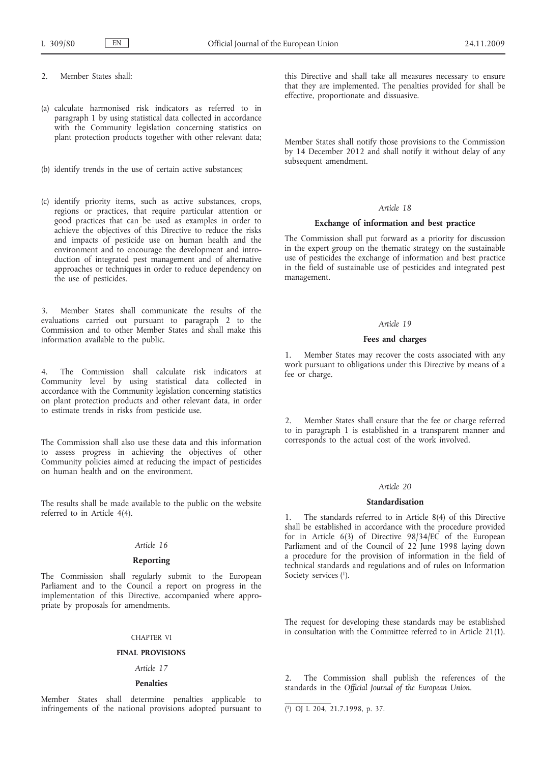2. Member States shall:

(a) calculate harmonised risk indicators as referred to in paragraph 1 by using statistical data collected in accordance with the Community legislation concerning statistics on plant protection products together with other relevant data;

(b) identify trends in the use of certain active substances;

(c) identify priority items, such as active substances, crops, regions or practices, that require particular attention or good practices that can be used as examples in order to achieve the objectives of this Directive to reduce the risks and impacts of pesticide use on human health and the environment and to encourage the development and introduction of integrated pest management and of alternative approaches or techniques in order to reduce dependency on the use of pesticides.

3. Member States shall communicate the results of the evaluations carried out pursuant to paragraph 2 to the Commission and to other Member States and shall make this information available to the public.

4. The Commission shall calculate risk indicators at Community level by using statistical data collected in accordance with the Community legislation concerning statistics on plant protection products and other relevant data, in order to estimate trends in risks from pesticide use.

The Commission shall also use these data and this information to assess progress in achieving the objectives of other Community policies aimed at reducing the impact of pesticides on human health and on the environment.

The results shall be made available to the public on the website referred to in Article 4(4).

*Article 16*

**Reporting**

The Commission shall regularly submit to the European Parliament and to the Council a report on progress in the implementation of this Directive, accompanied where appropriate by proposals for amendments.

CHAPTER VI

**FINAL PROVISIONS**

*Article 17*

**Penalties**

Member States shall determine penalties applicable to infringements of the national provisions adopted pursuant to this Directive and shall take all measures necessary to ensure that they are implemented. The penalties provided for shall be effective, proportionate and dissuasive.

Member States shall notify those provisions to the Commission by 14 December 2012 and shall notify it without delay of any subsequent amendment.

*Article 18*

**Exchange of information and best practice**

The Commission shall put forward as a priority for discussion in the expert group on the thematic strategy on the sustainable use of pesticides the exchange of information and best practice in the field of sustainable use of pesticides and integrated pest management.

*Article 19*

**Fees and charges**

1. Member States may recover the costs associated with any work pursuant to obligations under this Directive by means of a fee or charge.

2. Member States shall ensure that the fee or charge referred to in paragraph 1 is established in a transparent manner and corresponds to the actual cost of the work involved.

*Article 20*

**Standardisation**

1. The standards referred to in Article 8(4) of this Directive shall be established in accordance with the procedure provided for in Article 6(3) of Directive 98/34/EC of the European Parliament and of the Council of 22 June 1998 laying down a procedure for the provision of information in the field of technical standards and regulations and of rules on Information Society services [1].

The request for developing these standards may be established in consultation with the Committee referred to in Article 21(1).

2. The Commission shall publish the references of the standards in the *Official Journal of the European Union*.

[1] OJ L 204, 21.7.1998, p. 37.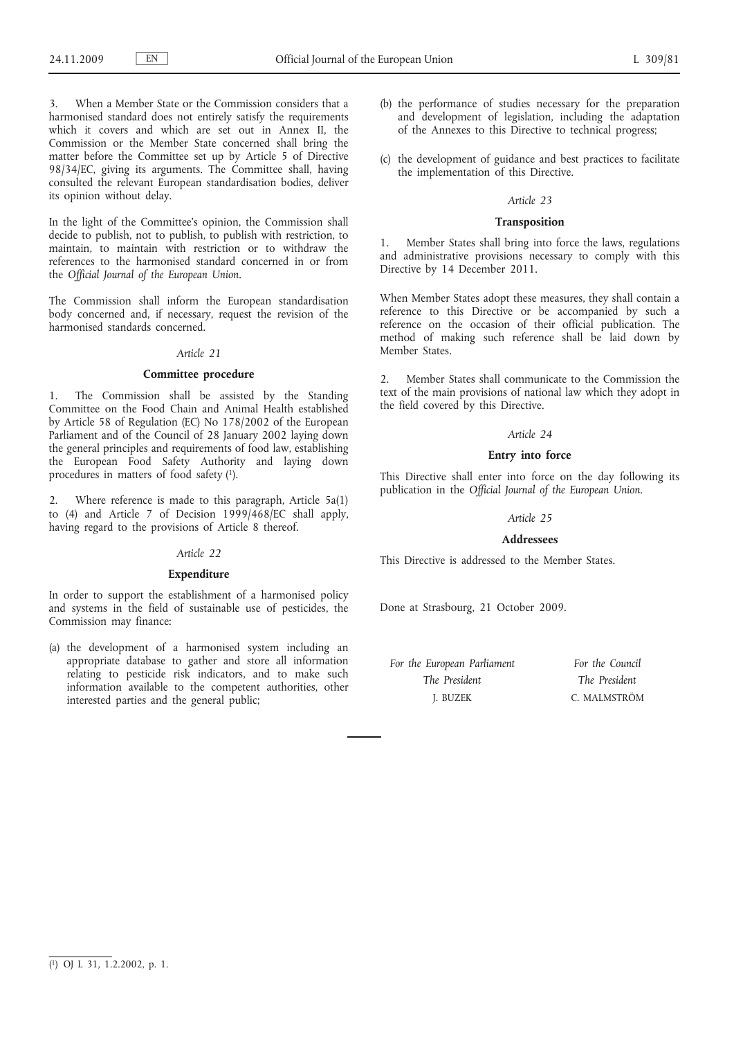3. When a Member State or the Commission considers that a harmonised standard does not entirely satisfy the requirements which it covers and which are set out in Annex II, the Commission or the Member State concerned shall bring the matter before the Committee set up by Article 5 of Directive 98/34/EC, giving its arguments. The Committee shall, having consulted the relevant European standardisation bodies, deliver its opinion without delay.

In the light of the Committee's opinion, the Commission shall decide to publish, not to publish, to publish with restriction, to maintain, to maintain with restriction or to withdraw the references to the harmonised standard concerned in or from the *Official Journal of the European Union*.

The Commission shall inform the European standardisation body concerned and, if necessary, request the revision of the harmonised standards concerned.

*Article 21*

**Committee procedure**

1. The Commission shall be assisted by the Standing Committee on the Food Chain and Animal Health established by Article 58 of Regulation (EC) No 178/2002 of the European Parliament and of the Council of 28 January 2002 laying down the general principles and requirements of food law, establishing the European Food Safety Authority and laying down procedures in matters of food safety [1].

2. Where reference is made to this paragraph, Article 5a(1) to (4) and Article 7 of Decision 1999/468/EC shall apply, having regard to the provisions of Article 8 thereof.

*Article 22*

**Expenditure**

In order to support the establishment of a harmonised policy and systems in the field of sustainable use of pesticides, the Commission may finance:

(a) the development of a harmonised system including an appropriate database to gather and store all information relating to pesticide risk indicators, and to make such information available to the competent authorities, other interested parties and the general public;

(b) the performance of studies necessary for the preparation and development of legislation, including the adaptation of the Annexes to this Directive to technical progress;

(c) the development of guidance and best practices to facilitate the implementation of this Directive.

*Article 23*

**Transposition**

1. Member States shall bring into force the laws, regulations and administrative provisions necessary to comply with this Directive by 14 December 2011.

When Member States adopt these measures, they shall contain a reference to this Directive or be accompanied by such a reference on the occasion of their official publication. The method of making such reference shall be laid down by Member States.

2. Member States shall communicate to the Commission the text of the main provisions of national law which they adopt in the field covered by this Directive.

*Article 24*

**Entry into force**

This Directive shall enter into force on the day following its publication in the *Official Journal of the European Union*.

*Article 25*

**Addressees**

This Directive is addressed to the Member States.

Done at Strasbourg, 21 October 2009.

| *For the European Parliament* | *For the Council* |
|---|---|
| *The President* | *The President* |
| J. BUZEK | C. MALMSTRÖM |

---

[1] OJ L 31, 1.2.2002, p. 1.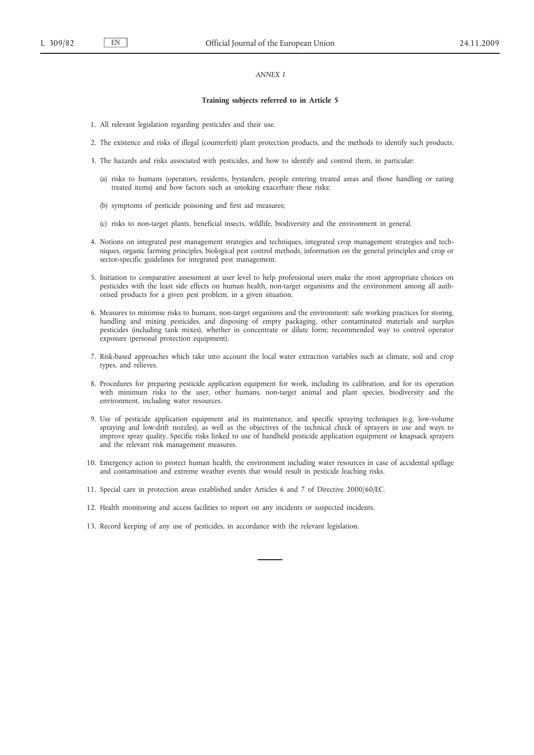*ANNEX I*

**Training subjects referred to in Article 5**

1. All relevant legislation regarding pesticides and their use.

2. The existence and risks of illegal (counterfeit) plant protection products, and the methods to identify such products.

3. The hazards and risks associated with pesticides, and how to identify and control them, in particular:

   (a) risks to humans (operators, residents, bystanders, people entering treated areas and those handling or eating treated items) and how factors such as smoking exacerbate these risks;

   (b) symptoms of pesticide poisoning and first aid measures;

   (c) risks to non-target plants, beneficial insects, wildlife, biodiversity and the environment in general.

4. Notions on integrated pest management strategies and techniques, integrated crop management strategies and techniques, organic farming principles, biological pest control methods, information on the general principles and crop or sector-specific guidelines for integrated pest management.

5. Initiation to comparative assessment at user level to help professional users make the most appropriate choices on pesticides with the least side effects on human health, non-target organisms and the environment among all authorised products for a given pest problem, in a given situation.

6. Measures to minimise risks to humans, non-target organisms and the environment: safe working practices for storing, handling and mixing pesticides, and disposing of empty packaging, other contaminated materials and surplus pesticides (including tank mixes), whether in concentrate or dilute form; recommended way to control operator exposure (personal protection equipment).

7. Risk-based approaches which take into account the local water extraction variables such as climate, soil and crop types, and relieves.

8. Procedures for preparing pesticide application equipment for work, including its calibration, and for its operation with minimum risks to the user, other humans, non-target animal and plant species, biodiversity and the environment, including water resources.

9. Use of pesticide application equipment and its maintenance, and specific spraying techniques (e.g. low-volume spraying and low-drift nozzles), as well as the objectives of the technical check of sprayers in use and ways to improve spray quality. Specific risks linked to use of handheld pesticide application equipment or knapsack sprayers and the relevant risk management measures.

10. Emergency action to protect human health, the environment including water resources in case of accidental spillage and contamination and extreme weather events that would result in pesticide leaching risks.

11. Special care in protection areas established under Articles 6 and 7 of Directive 2000/60/EC.

12. Health monitoring and access facilities to report on any incidents or suspected incidents.

13. Record keeping of any use of pesticides, in accordance with the relevant legislation.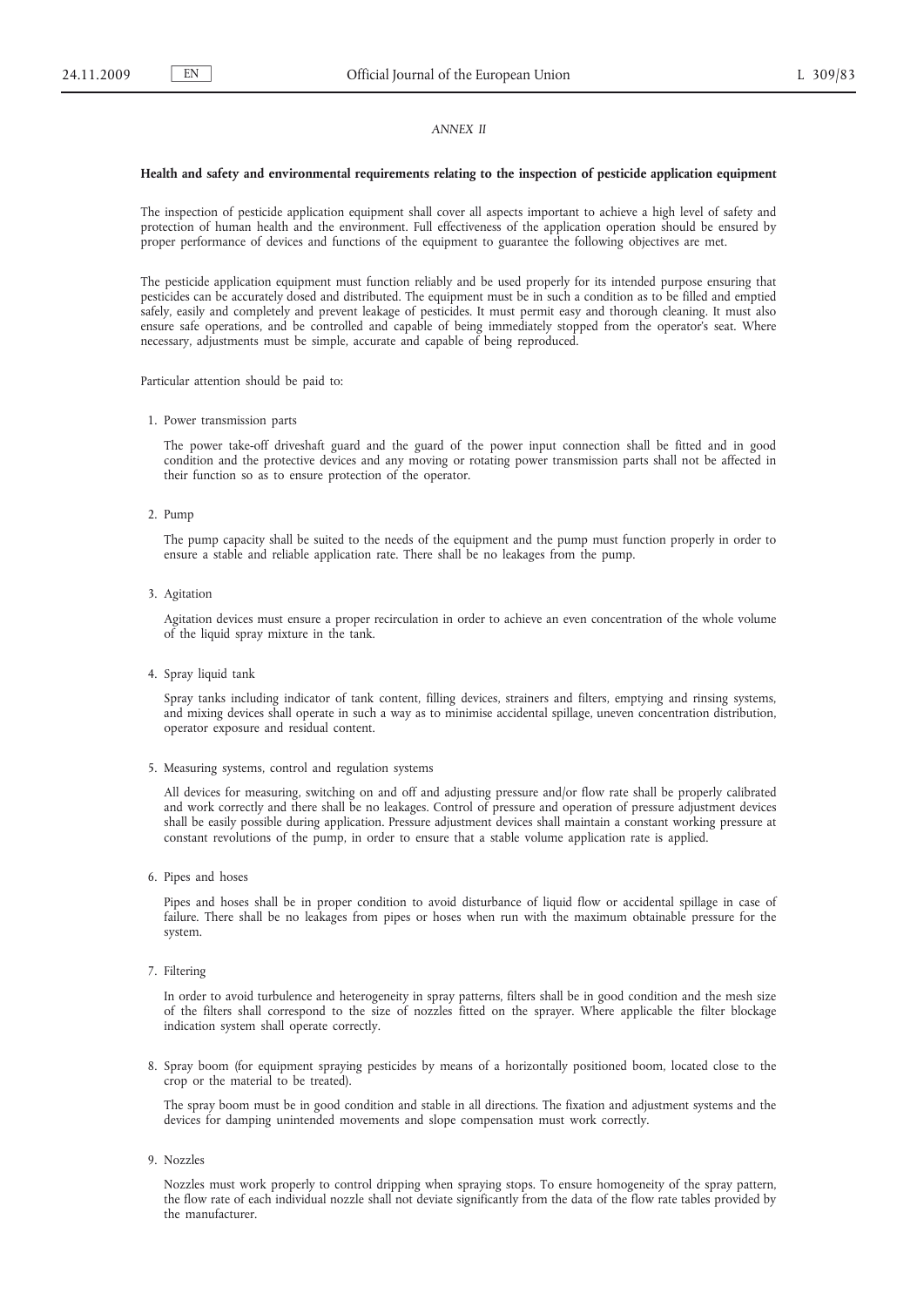*ANNEX II*

**Health and safety and environmental requirements relating to the inspection of pesticide application equipment**

The inspection of pesticide application equipment shall cover all aspects important to achieve a high level of safety and protection of human health and the environment. Full effectiveness of the application operation should be ensured by proper performance of devices and functions of the equipment to guarantee the following objectives are met.

The pesticide application equipment must function reliably and be used properly for its intended purpose ensuring that pesticides can be accurately dosed and distributed. The equipment must be in such a condition as to be filled and emptied safely, easily and completely and prevent leakage of pesticides. It must permit easy and thorough cleaning. It must also ensure safe operations, and be controlled and capable of being immediately stopped from the operator's seat. Where necessary, adjustments must be simple, accurate and capable of being reproduced.

Particular attention should be paid to:

1. Power transmission parts

   The power take-off driveshaft guard and the guard of the power input connection shall be fitted and in good condition and the protective devices and any moving or rotating power transmission parts shall not be affected in their function so as to ensure protection of the operator.

2. Pump

   The pump capacity shall be suited to the needs of the equipment and the pump must function properly in order to ensure a stable and reliable application rate. There shall be no leakages from the pump.

3. Agitation

   Agitation devices must ensure a proper recirculation in order to achieve an even concentration of the whole volume of the liquid spray mixture in the tank.

4. Spray liquid tank

   Spray tanks including indicator of tank content, filling devices, strainers and filters, emptying and rinsing systems, and mixing devices shall operate in such a way as to minimise accidental spillage, uneven concentration distribution, operator exposure and residual content.

5. Measuring systems, control and regulation systems

   All devices for measuring, switching on and off and adjusting pressure and/or flow rate shall be properly calibrated and work correctly and there shall be no leakages. Control of pressure and operation of pressure adjustment devices shall be easily possible during application. Pressure adjustment devices shall maintain a constant working pressure at constant revolutions of the pump, in order to ensure that a stable volume application rate is applied.

6. Pipes and hoses

   Pipes and hoses shall be in proper condition to avoid disturbance of liquid flow or accidental spillage in case of failure. There shall be no leakages from pipes or hoses when run with the maximum obtainable pressure for the system.

7. Filtering

   In order to avoid turbulence and heterogeneity in spray patterns, filters shall be in good condition and the mesh size of the filters shall correspond to the size of nozzles fitted on the sprayer. Where applicable the filter blockage indication system shall operate correctly.

8. Spray boom (for equipment spraying pesticides by means of a horizontally positioned boom, located close to the crop or the material to be treated).

   The spray boom must be in good condition and stable in all directions. The fixation and adjustment systems and the devices for damping unintended movements and slope compensation must work correctly.

9. Nozzles

   Nozzles must work properly to control dripping when spraying stops. To ensure homogeneity of the spray pattern, the flow rate of each individual nozzle shall not deviate significantly from the data of the flow rate tables provided by the manufacturer.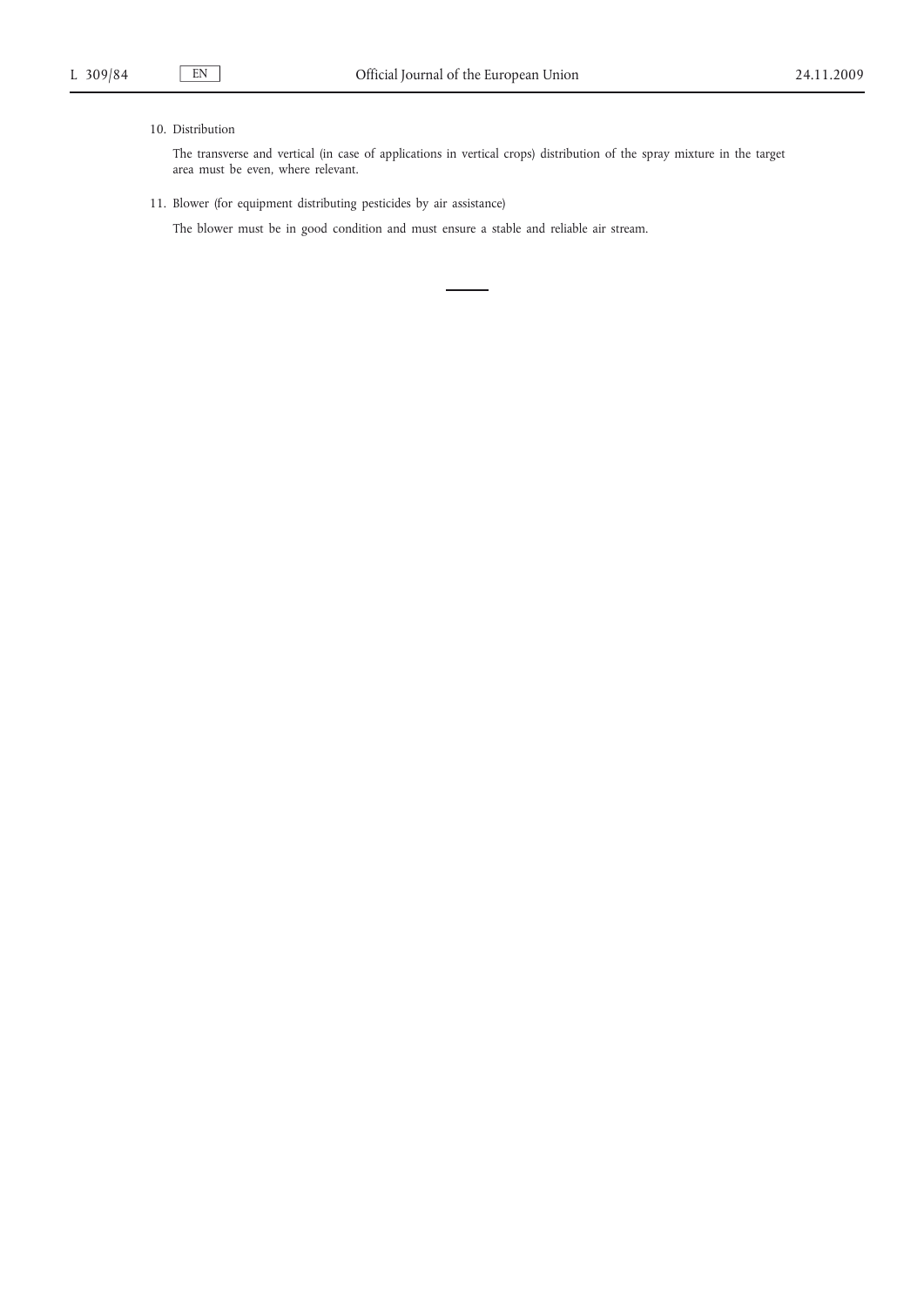10. Distribution

 The transverse and vertical (in case of applications in vertical crops) distribution of the spray mixture in the target area must be even, where relevant.

11. Blower (for equipment distributing pesticides by air assistance)

 The blower must be in good condition and must ensure a stable and reliable air stream.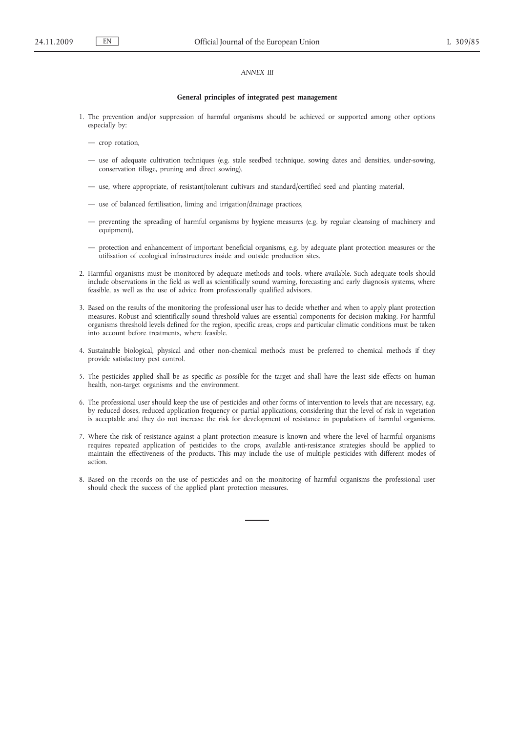*ANNEX III*

**General principles of integrated pest management**

1. The prevention and/or suppression of harmful organisms should be achieved or supported among other options especially by:

   — crop rotation,

   — use of adequate cultivation techniques (e.g. stale seedbed technique, sowing dates and densities, under-sowing, conservation tillage, pruning and direct sowing),

   — use, where appropriate, of resistant/tolerant cultivars and standard/certified seed and planting material,

   — use of balanced fertilisation, liming and irrigation/drainage practices,

   — preventing the spreading of harmful organisms by hygiene measures (e.g. by regular cleansing of machinery and equipment),

   — protection and enhancement of important beneficial organisms, e.g. by adequate plant protection measures or the utilisation of ecological infrastructures inside and outside production sites.

2. Harmful organisms must be monitored by adequate methods and tools, where available. Such adequate tools should include observations in the field as well as scientifically sound warning, forecasting and early diagnosis systems, where feasible, as well as the use of advice from professionally qualified advisors.

3. Based on the results of the monitoring the professional user has to decide whether and when to apply plant protection measures. Robust and scientifically sound threshold values are essential components for decision making. For harmful organisms threshold levels defined for the region, specific areas, crops and particular climatic conditions must be taken into account before treatments, where feasible.

4. Sustainable biological, physical and other non-chemical methods must be preferred to chemical methods if they provide satisfactory pest control.

5. The pesticides applied shall be as specific as possible for the target and shall have the least side effects on human health, non-target organisms and the environment.

6. The professional user should keep the use of pesticides and other forms of intervention to levels that are necessary, e.g. by reduced doses, reduced application frequency or partial applications, considering that the level of risk in vegetation is acceptable and they do not increase the risk for development of resistance in populations of harmful organisms.

7. Where the risk of resistance against a plant protection measure is known and where the level of harmful organisms requires repeated application of pesticides to the crops, available anti-resistance strategies should be applied to maintain the effectiveness of the products. This may include the use of multiple pesticides with different modes of action.

8. Based on the records on the use of pesticides and on the monitoring of harmful organisms the professional user should check the success of the applied plant protection measures.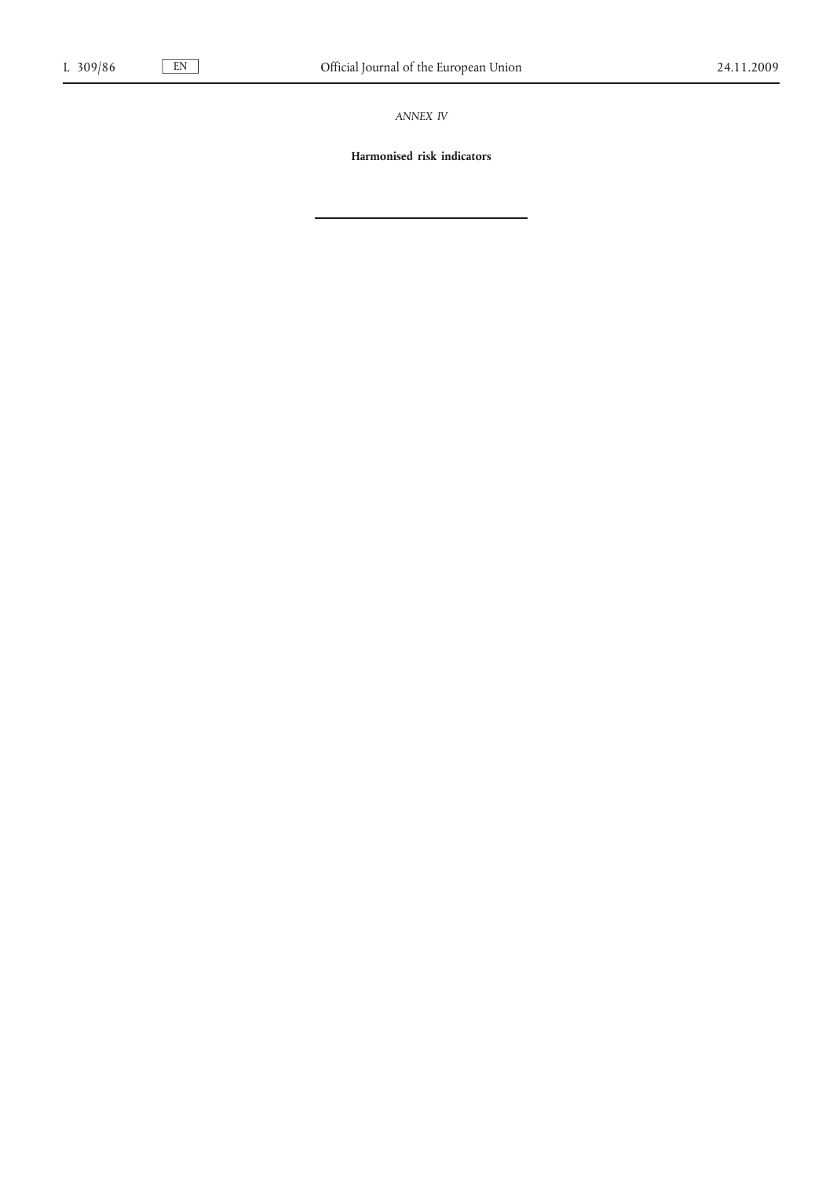*ANNEX IV*

**Harmonised risk indicators**

---